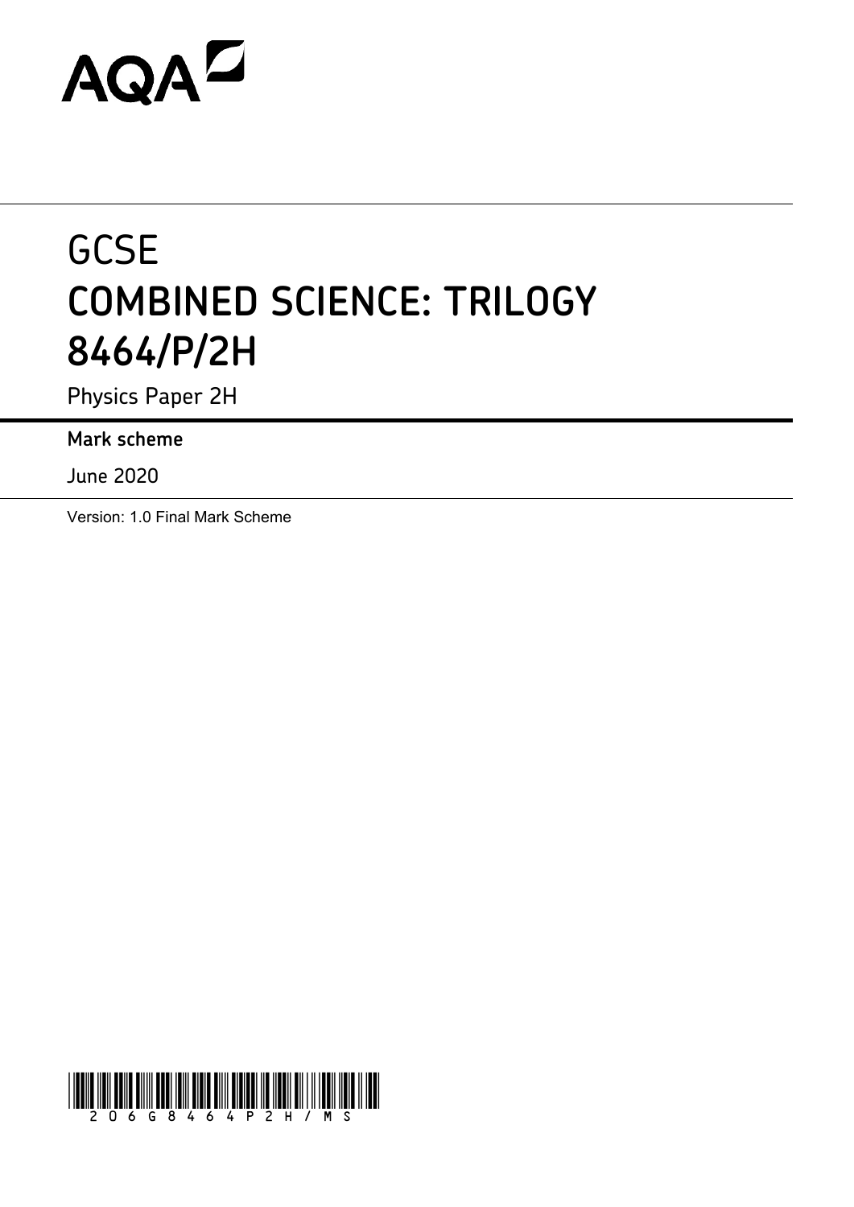AQA

# GCSE
# COMBINED SCIENCE: TRILOGY
# 8464/P/2H

Physics Paper 2H

**Mark scheme**

June 2020

Version: 1.0 Final Mark Scheme

206G8464P2H/MS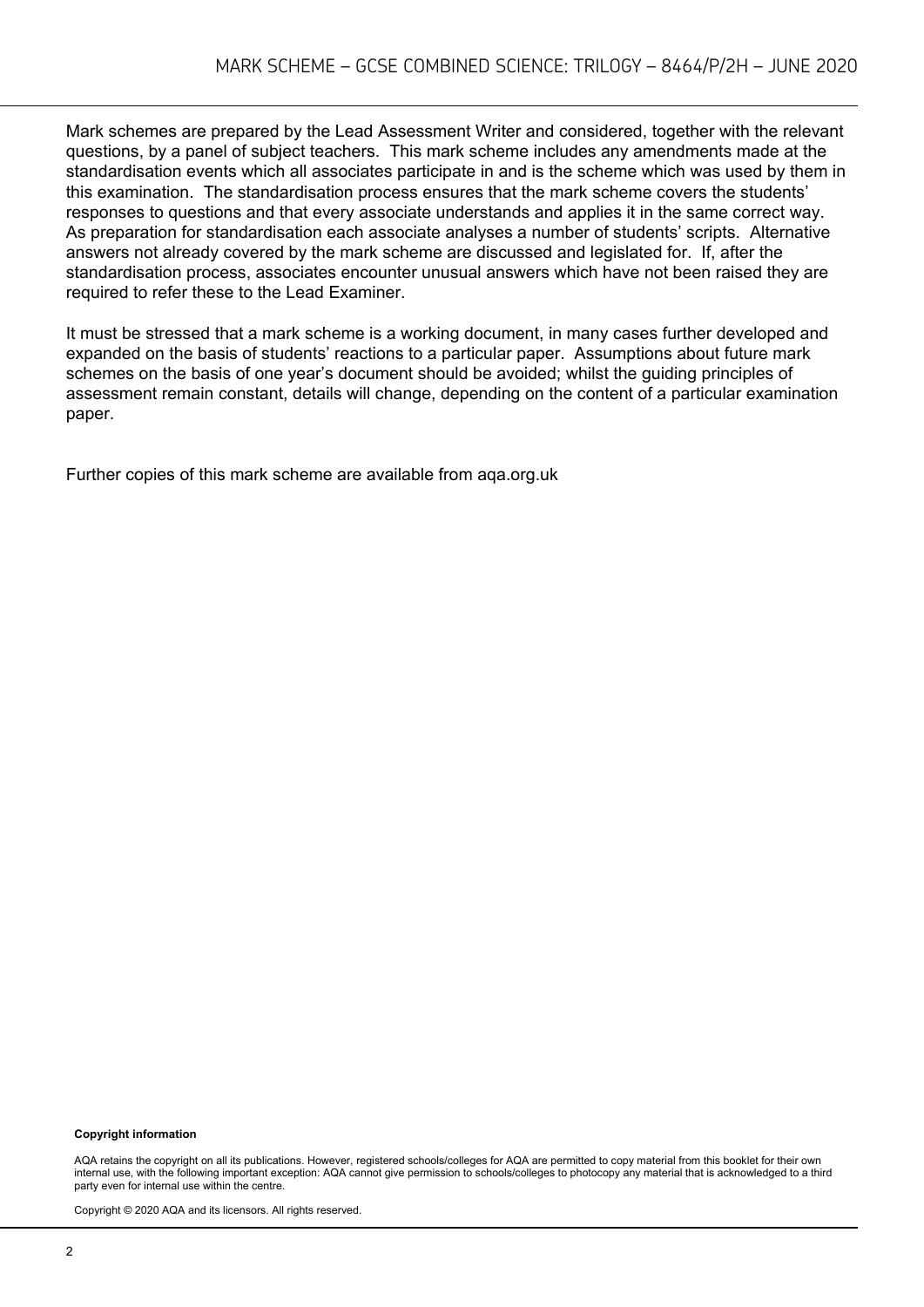Mark schemes are prepared by the Lead Assessment Writer and considered, together with the relevant questions, by a panel of subject teachers. This mark scheme includes any amendments made at the standardisation events which all associates participate in and is the scheme which was used by them in this examination. The standardisation process ensures that the mark scheme covers the students' responses to questions and that every associate understands and applies it in the same correct way. As preparation for standardisation each associate analyses a number of students' scripts. Alternative answers not already covered by the mark scheme are discussed and legislated for. If, after the standardisation process, associates encounter unusual answers which have not been raised they are required to refer these to the Lead Examiner.

It must be stressed that a mark scheme is a working document, in many cases further developed and expanded on the basis of students' reactions to a particular paper. Assumptions about future mark schemes on the basis of one year's document should be avoided; whilst the guiding principles of assessment remain constant, details will change, depending on the content of a particular examination paper.

Further copies of this mark scheme are available from aqa.org.uk

**Copyright information**

AQA retains the copyright on all its publications. However, registered schools/colleges for AQA are permitted to copy material from this booklet for their own internal use, with the following important exception: AQA cannot give permission to schools/colleges to photocopy any material that is acknowledged to a third party even for internal use within the centre.

Copyright © 2020 AQA and its licensors. All rights reserved.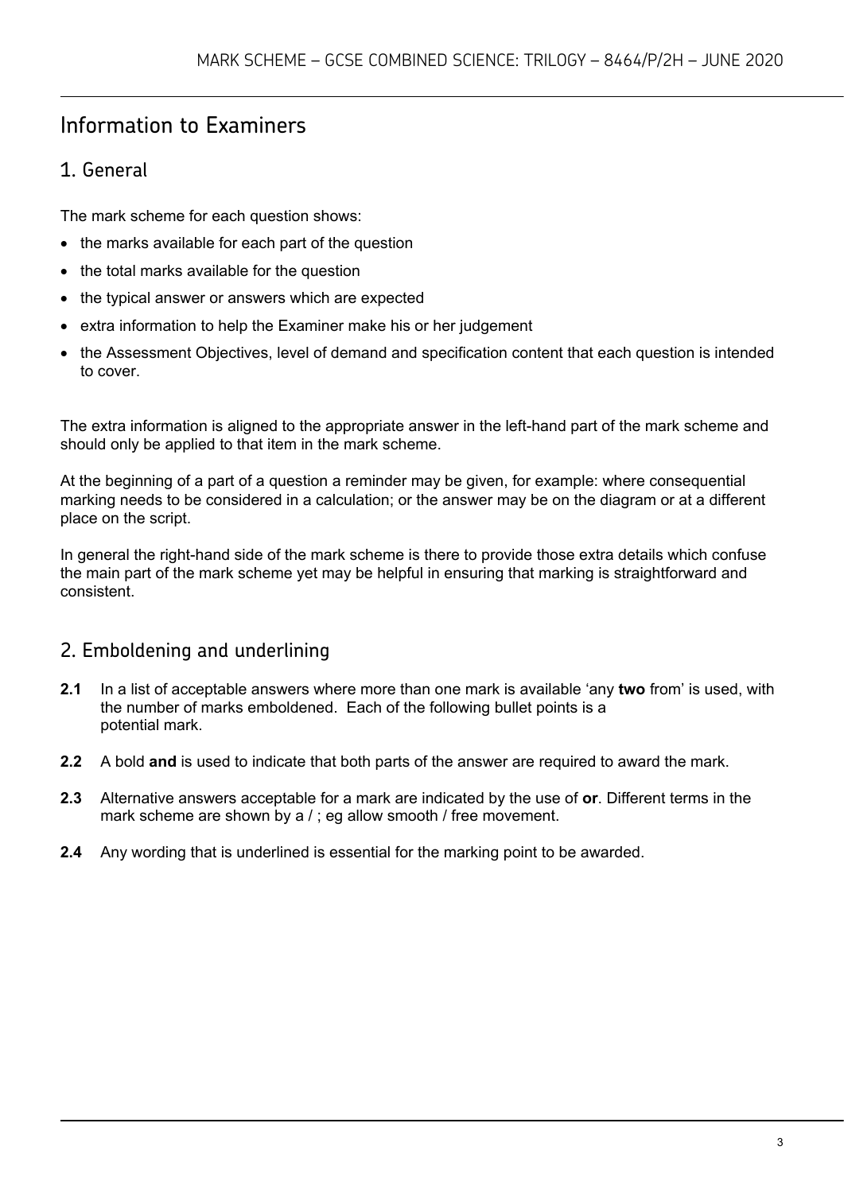# Information to Examiners

## 1. General

The mark scheme for each question shows:

- the marks available for each part of the question
- the total marks available for the question
- the typical answer or answers which are expected
- extra information to help the Examiner make his or her judgement
- the Assessment Objectives, level of demand and specification content that each question is intended to cover.

The extra information is aligned to the appropriate answer in the left-hand part of the mark scheme and should only be applied to that item in the mark scheme.

At the beginning of a part of a question a reminder may be given, for example: where consequential marking needs to be considered in a calculation; or the answer may be on the diagram or at a different place on the script.

In general the right-hand side of the mark scheme is there to provide those extra details which confuse the main part of the mark scheme yet may be helpful in ensuring that marking is straightforward and consistent.

## 2. Emboldening and underlining

**2.1** In a list of acceptable answers where more than one mark is available 'any **two** from' is used, with the number of marks emboldened. Each of the following bullet points is a potential mark.

**2.2** A bold **and** is used to indicate that both parts of the answer are required to award the mark.

**2.3** Alternative answers acceptable for a mark are indicated by the use of **or**. Different terms in the mark scheme are shown by a / ; eg allow smooth / free movement.

**2.4** Any wording that is underlined is essential for the marking point to be awarded.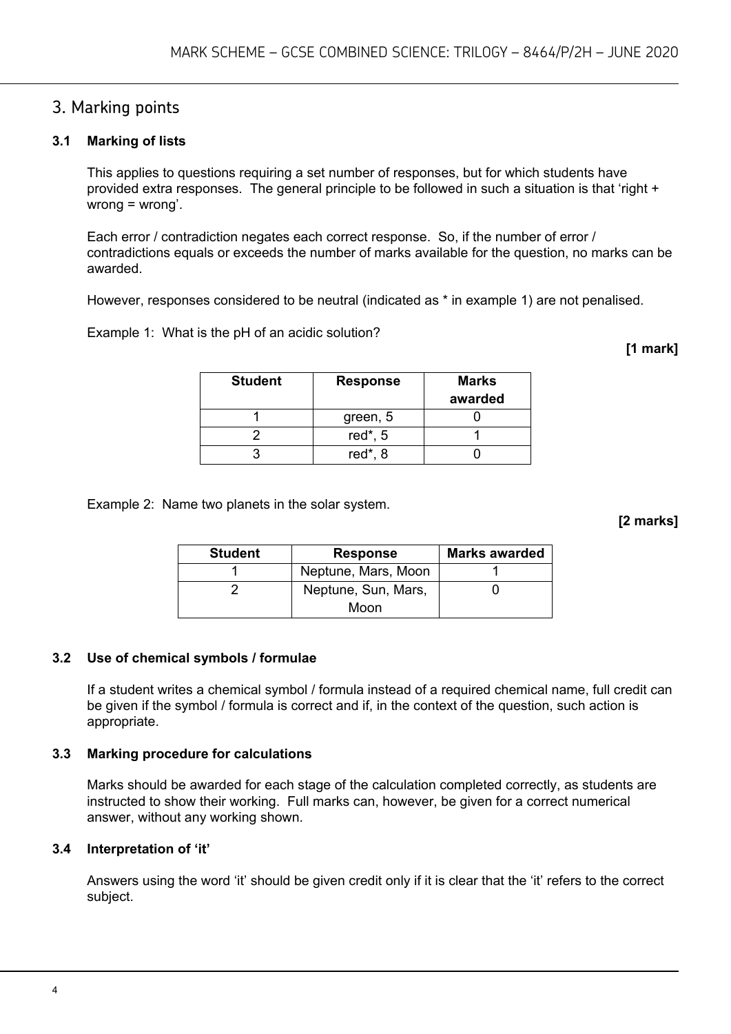## 3. Marking points

### 3.1 Marking of lists

This applies to questions requiring a set number of responses, but for which students have provided extra responses. The general principle to be followed in such a situation is that 'right + wrong = wrong'.

Each error / contradiction negates each correct response. So, if the number of error / contradictions equals or exceeds the number of marks available for the question, no marks can be awarded.

However, responses considered to be neutral (indicated as * in example 1) are not penalised.

Example 1: What is the pH of an acidic solution?

**[1 mark]**

| Student | Response | Marks awarded |
|---|---|---|
| 1 | green, 5 | 0 |
| 2 | red*, 5 | 1 |
| 3 | red*, 8 | 0 |

Example 2: Name two planets in the solar system.

**[2 marks]**

| Student | Response | Marks awarded |
|---|---|---|
| 1 | Neptune, Mars, Moon | 1 |
| 2 | Neptune, Sun, Mars, Moon | 0 |

### 3.2 Use of chemical symbols / formulae

If a student writes a chemical symbol / formula instead of a required chemical name, full credit can be given if the symbol / formula is correct and if, in the context of the question, such action is appropriate.

### 3.3 Marking procedure for calculations

Marks should be awarded for each stage of the calculation completed correctly, as students are instructed to show their working. Full marks can, however, be given for a correct numerical answer, without any working shown.

### 3.4 Interpretation of 'it'

Answers using the word 'it' should be given credit only if it is clear that the 'it' refers to the correct subject.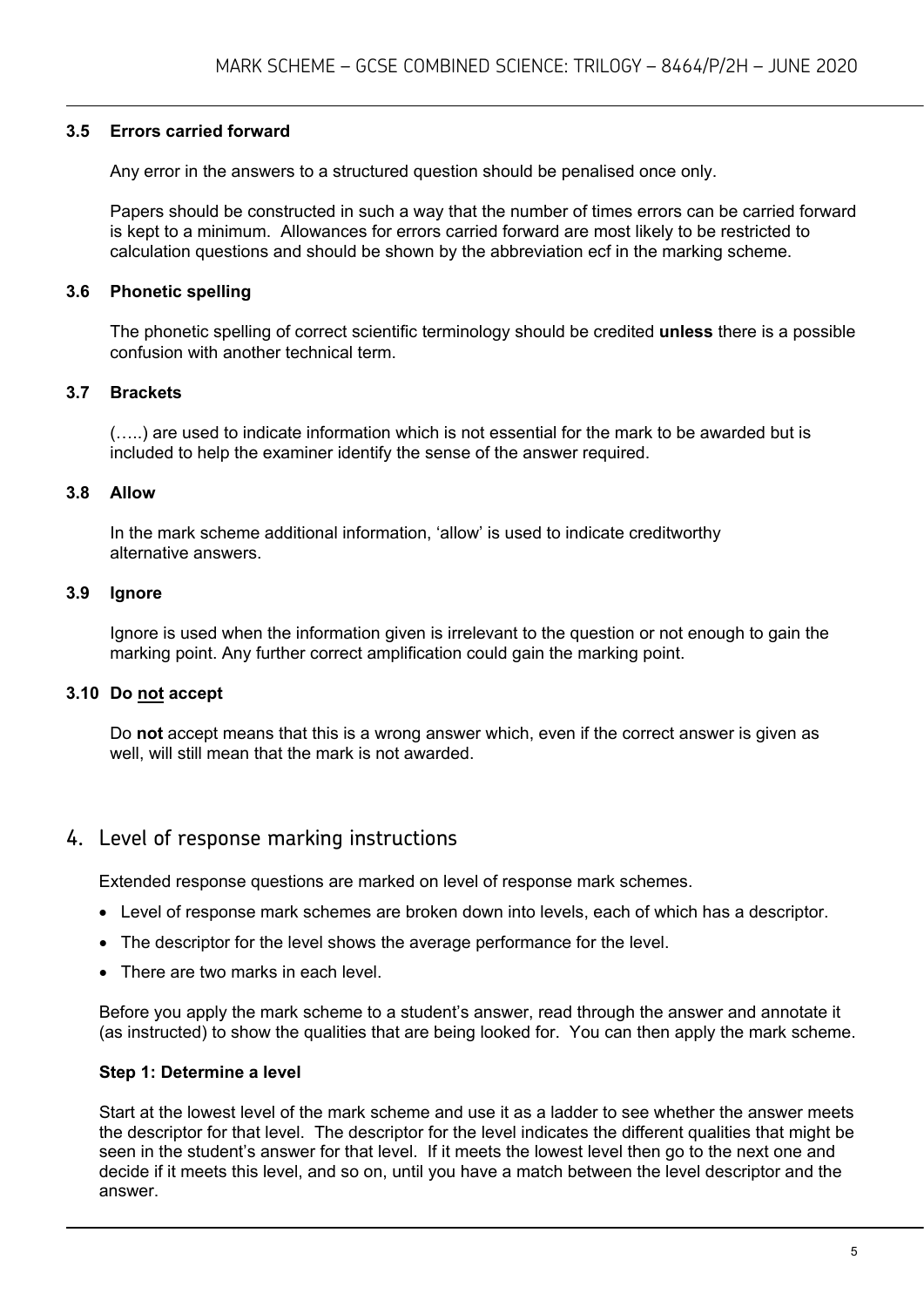### 3.5 Errors carried forward

Any error in the answers to a structured question should be penalised once only.

Papers should be constructed in such a way that the number of times errors can be carried forward is kept to a minimum. Allowances for errors carried forward are most likely to be restricted to calculation questions and should be shown by the abbreviation ecf in the marking scheme.

### 3.6 Phonetic spelling

The phonetic spelling of correct scientific terminology should be credited **unless** there is a possible confusion with another technical term.

### 3.7 Brackets

(…..) are used to indicate information which is not essential for the mark to be awarded but is included to help the examiner identify the sense of the answer required.

### 3.8 Allow

In the mark scheme additional information, 'allow' is used to indicate creditworthy alternative answers.

### 3.9 Ignore

Ignore is used when the information given is irrelevant to the question or not enough to gain the marking point. Any further correct amplification could gain the marking point.

### 3.10 Do <u>not</u> accept

Do **not** accept means that this is a wrong answer which, even if the correct answer is given as well, will still mean that the mark is not awarded.

## 4. Level of response marking instructions

Extended response questions are marked on level of response mark schemes.

- Level of response mark schemes are broken down into levels, each of which has a descriptor.
- The descriptor for the level shows the average performance for the level.
- There are two marks in each level.

Before you apply the mark scheme to a student's answer, read through the answer and annotate it (as instructed) to show the qualities that are being looked for. You can then apply the mark scheme.

**Step 1: Determine a level**

Start at the lowest level of the mark scheme and use it as a ladder to see whether the answer meets the descriptor for that level. The descriptor for the level indicates the different qualities that might be seen in the student's answer for that level. If it meets the lowest level then go to the next one and decide if it meets this level, and so on, until you have a match between the level descriptor and the answer.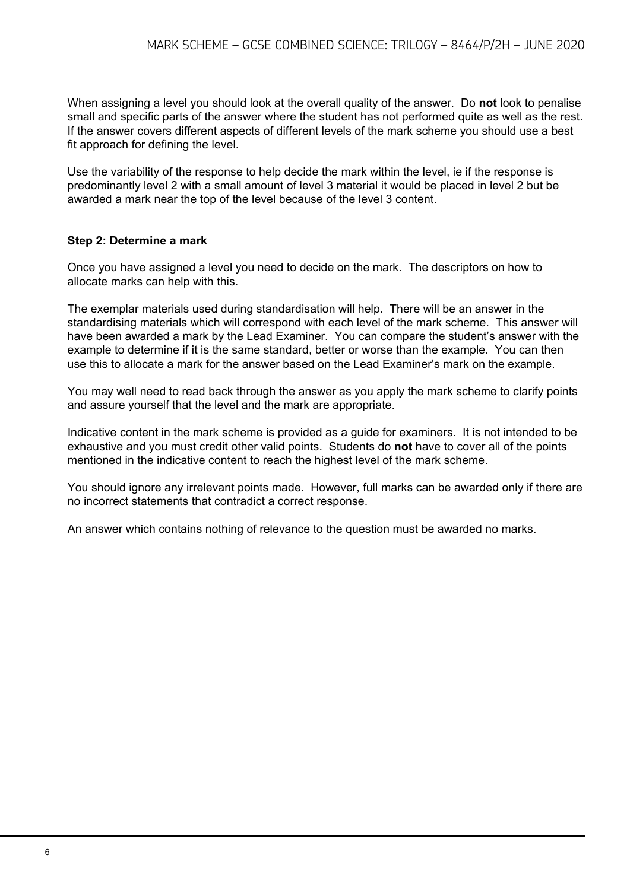When assigning a level you should look at the overall quality of the answer. Do **not** look to penalise small and specific parts of the answer where the student has not performed quite as well as the rest. If the answer covers different aspects of different levels of the mark scheme you should use a best fit approach for defining the level.

Use the variability of the response to help decide the mark within the level, ie if the response is predominantly level 2 with a small amount of level 3 material it would be placed in level 2 but be awarded a mark near the top of the level because of the level 3 content.

### Step 2: Determine a mark

Once you have assigned a level you need to decide on the mark. The descriptors on how to allocate marks can help with this.

The exemplar materials used during standardisation will help. There will be an answer in the standardising materials which will correspond with each level of the mark scheme. This answer will have been awarded a mark by the Lead Examiner. You can compare the student's answer with the example to determine if it is the same standard, better or worse than the example. You can then use this to allocate a mark for the answer based on the Lead Examiner's mark on the example.

You may well need to read back through the answer as you apply the mark scheme to clarify points and assure yourself that the level and the mark are appropriate.

Indicative content in the mark scheme is provided as a guide for examiners. It is not intended to be exhaustive and you must credit other valid points. Students do **not** have to cover all of the points mentioned in the indicative content to reach the highest level of the mark scheme.

You should ignore any irrelevant points made. However, full marks can be awarded only if there are no incorrect statements that contradict a correct response.

An answer which contains nothing of relevance to the question must be awarded no marks.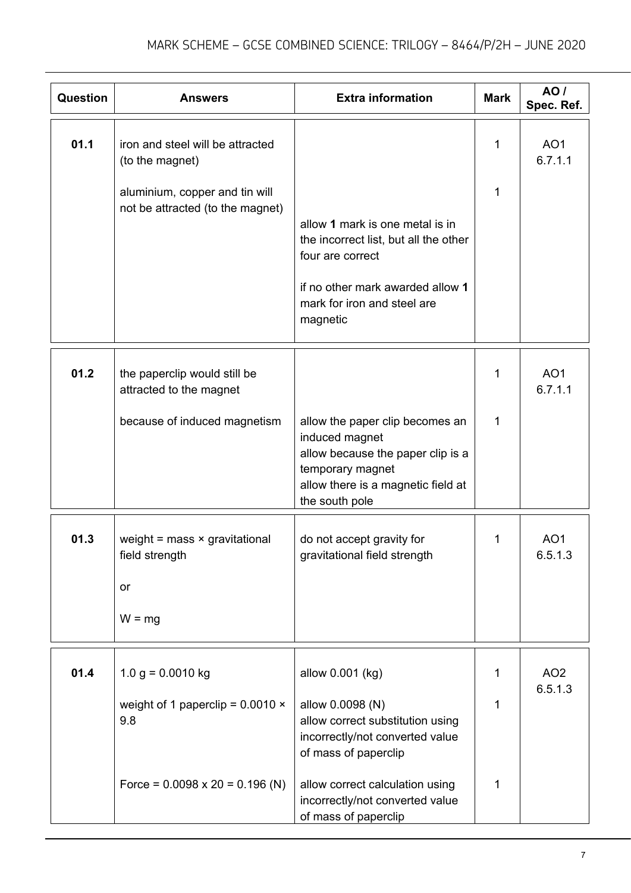| Question | Answers | Extra information | Mark | AO / Spec. Ref. |
|---|---|---|---|---|
| 01.1 | iron and steel will be attracted (to the magnet) | | 1 | AO1 6.7.1.1 |
| | aluminium, copper and tin will not be attracted (to the magnet) | | 1 | |
| | | allow **1** mark is one metal is in the incorrect list, but all the other four are correct<br><br>if no other mark awarded allow **1** mark for iron and steel are magnetic | | |
| 01.2 | the paperclip would still be attracted to the magnet | | 1 | AO1 6.7.1.1 |
| | because of induced magnetism | allow the paper clip becomes an induced magnet<br>allow because the paper clip is a temporary magnet<br>allow there is a magnetic field at the south pole | 1 | |
| 01.3 | weight = mass × gravitational field strength<br><br>or<br><br>W = mg | do not accept gravity for gravitational field strength | 1 | AO1 6.5.1.3 |
| 01.4 | 1.0 g = 0.0010 kg | allow 0.001 (kg) | 1 | AO2 6.5.1.3 |
| | weight of 1 paperclip = 0.0010 × 9.8 | allow 0.0098 (N)<br>allow correct substitution using incorrectly/not converted value of mass of paperclip | 1 | |
| | Force = 0.0098 x 20 = 0.196 (N) | allow correct calculation using incorrectly/not converted value of mass of paperclip | 1 | |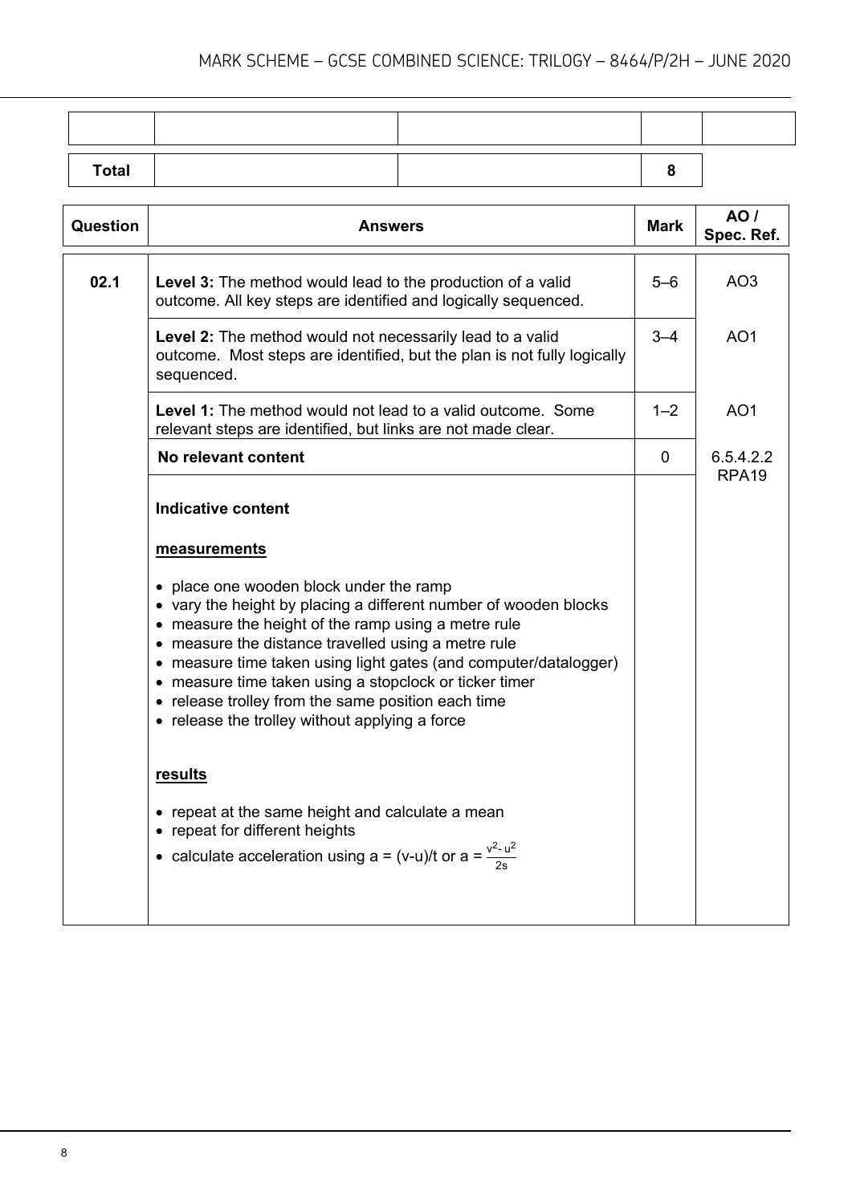| | | | | |
|---|---|---|---|---|
| | | | | |
| **Total** | | | **8** | |

| Question | Answers | Mark | AO / Spec. Ref. |
|---|---|---|---|
| **02.1** | **Level 3:** The method would lead to the production of a valid outcome. All key steps are identified and logically sequenced. | 5–6 | AO3 |
| | **Level 2:** The method would not necessarily lead to a valid outcome. Most steps are identified, but the plan is not fully logically sequenced. | 3–4 | AO1 |
| | **Level 1:** The method would not lead to a valid outcome. Some relevant steps are identified, but links are not made clear. | 1–2 | AO1 |
| | **No relevant content** | 0 | 6.5.4.2.2 RPA19 |
| | **Indicative content**<br><br>**measurements**<br><br>• place one wooden block under the ramp<br>• vary the height by placing a different number of wooden blocks<br>• measure the height of the ramp using a metre rule<br>• measure the distance travelled using a metre rule<br>• measure time taken using light gates (and computer/datalogger)<br>• measure time taken using a stopclock or ticker timer<br>• release trolley from the same position each time<br>• release the trolley without applying a force<br><br>**results**<br><br>• repeat at the same height and calculate a mean<br>• repeat for different heights<br>• calculate acceleration using a = (v-u)/t or $a = \frac{v^2 - u^2}{2s}$ | | |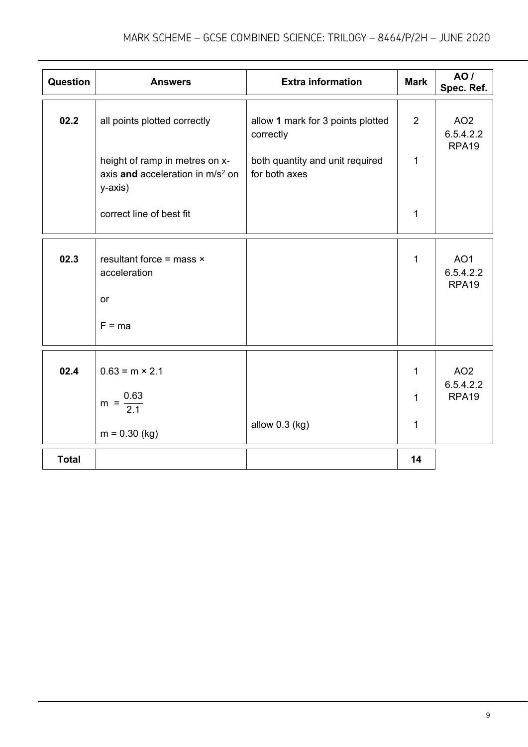| Question | Answers | Extra information | Mark | AO / Spec. Ref. |
|---|---|---|---|---|
| 02.2 | all points plotted correctly | allow **1** mark for 3 points plotted correctly | 2 | AO2 6.5.4.2.2 RPA19 |
| | height of ramp in metres on x-axis **and** acceleration in $m/s^2$ on y-axis) | both quantity and unit required for both axes | 1 | |
| | correct line of best fit | | 1 | |
| 02.3 | resultant force = mass × acceleration<br><br>or<br><br>F = ma | | 1 | AO1 6.5.4.2.2 RPA19 |
| 02.4 | $0.63 = m \times 2.1$ | | 1 | AO2 6.5.4.2.2 RPA19 |
| | $m = \frac{0.63}{2.1}$ | | 1 | |
| | m = 0.30 (kg) | allow 0.3 (kg) | 1 | |
| **Total** | | | **14** | |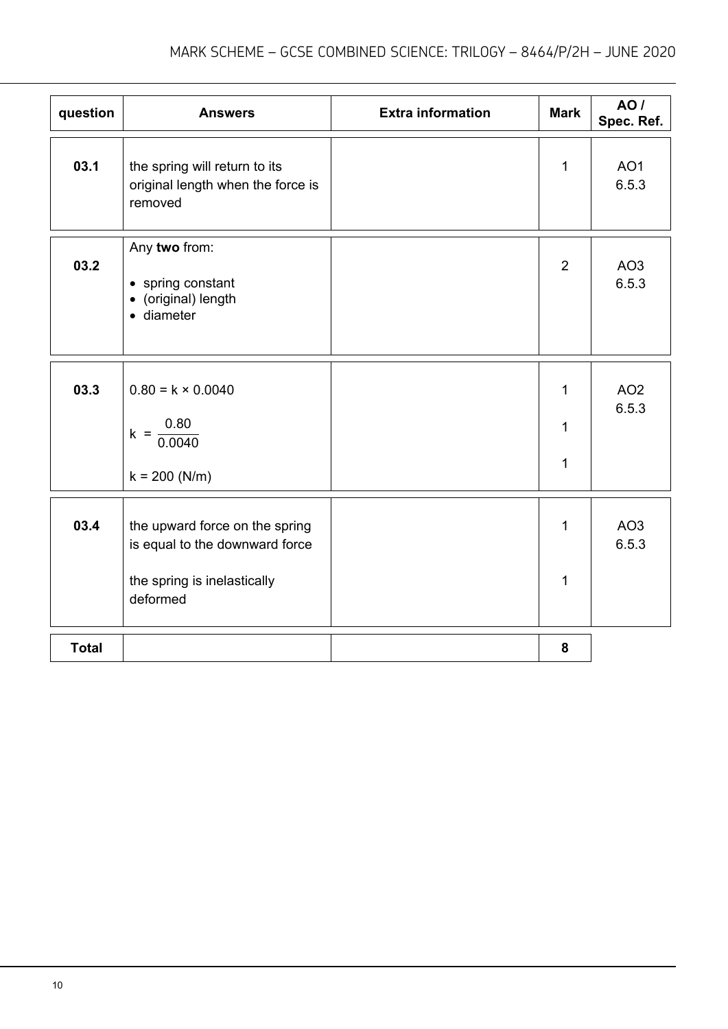| question | Answers | Extra information | Mark | AO / Spec. Ref. |
|---|---|---|---|---|
| 03.1 | the spring will return to its original length when the force is removed | | 1 | AO1<br>6.5.3 |
| 03.2 | Any **two** from:<br>• spring constant<br>• (original) length<br>• diameter | | 2 | AO3<br>6.5.3 |
| 03.3 | $0.80 = k \times 0.0040$<br><br>$k = \frac{0.80}{0.0040}$<br><br>$k = 200$ (N/m) | | 1<br><br>1<br><br>1 | AO2<br>6.5.3 |
| 03.4 | the upward force on the spring is equal to the downward force<br><br>the spring is inelastically deformed | | 1<br><br>1 | AO3<br>6.5.3 |
| **Total** | | | **8** | |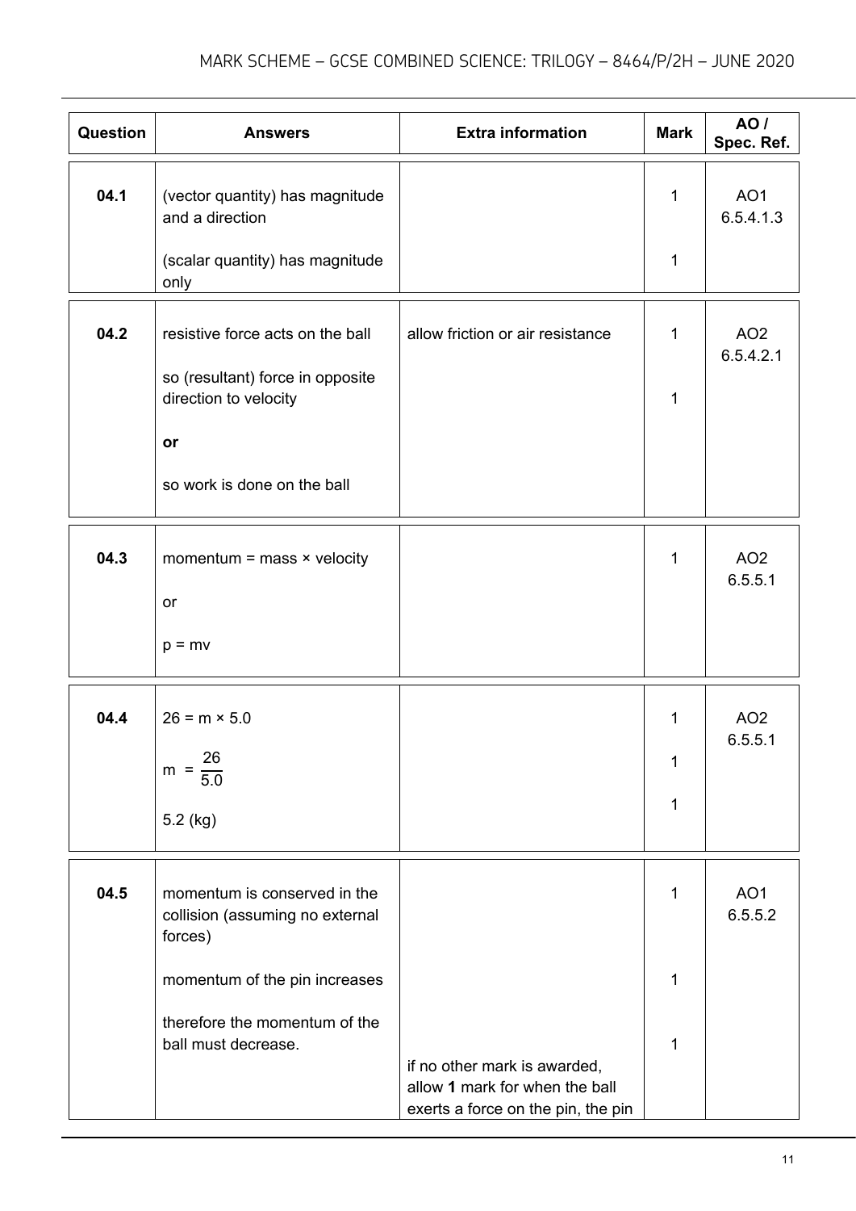| Question | Answers | Extra information | Mark | AO / Spec. Ref. |
|---|---|---|---|---|
| 04.1 | (vector quantity) has magnitude and a direction | | 1 | AO1 6.5.4.1.3 |
| | (scalar quantity) has magnitude only | | 1 | |
| 04.2 | resistive force acts on the ball | allow friction or air resistance | 1 | AO2 6.5.4.2.1 |
| | so (resultant) force in opposite direction to velocity **or** so work is done on the ball | | 1 | |
| 04.3 | momentum = mass × velocity or $p = mv$ | | 1 | AO2 6.5.5.1 |
| 04.4 | $26 = m \times 5.0$ | | 1 | AO2 6.5.5.1 |
| | $m = \frac{26}{5.0}$ | | 1 | |
| | 5.2 (kg) | | 1 | |
| 04.5 | momentum is conserved in the collision (assuming no external forces) | | 1 | AO1 6.5.5.2 |
| | momentum of the pin increases | | 1 | |
| | therefore the momentum of the ball must decrease. | | 1 | |
| | | if no other mark is awarded, allow **1** mark for when the ball exerts a force on the pin, the pin | | |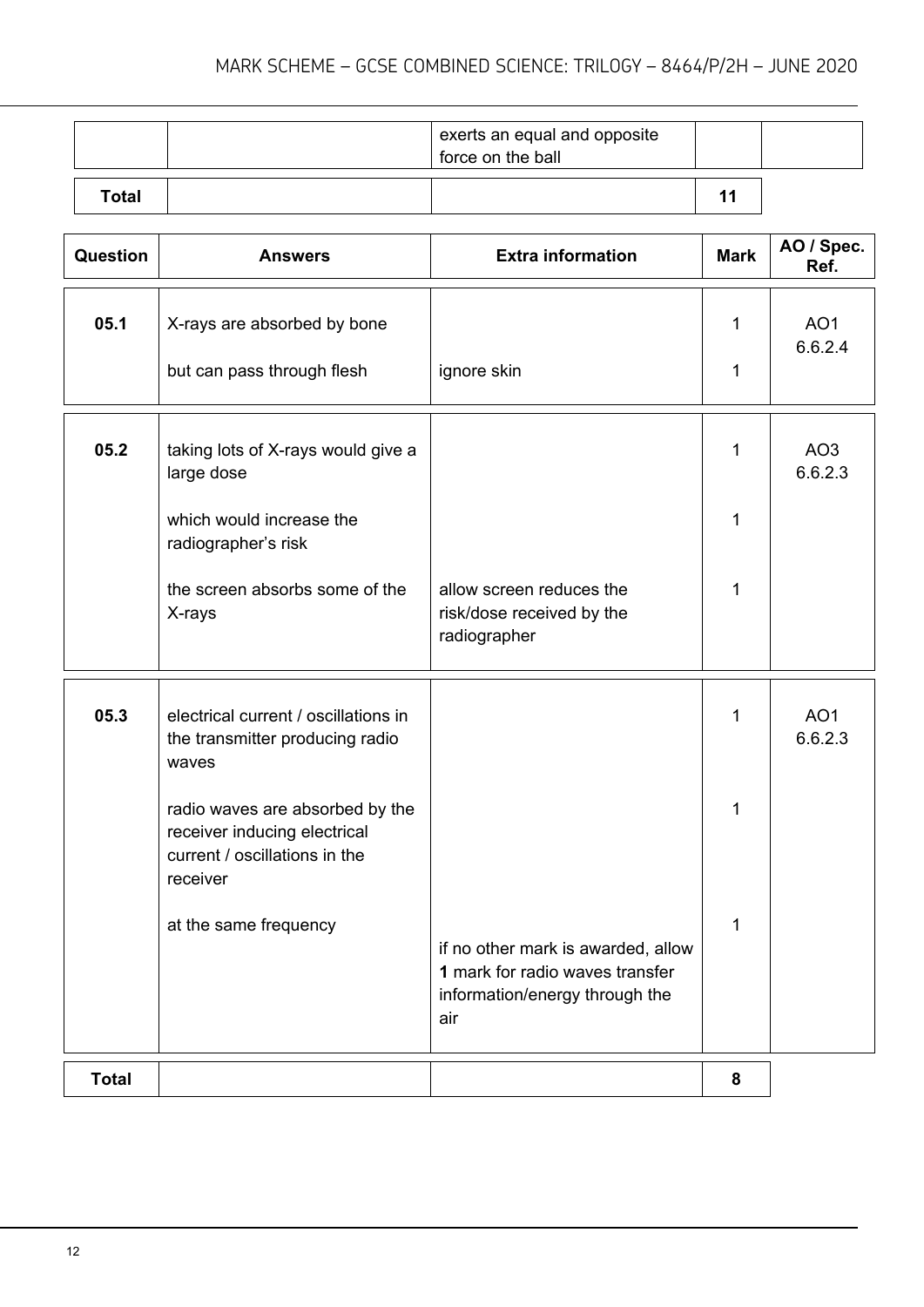| | | exerts an equal and opposite force on the ball | | |
|---|---|---|---|---|
| **Total** | | | **11** | |

| Question | Answers | Extra information | Mark | AO / Spec. Ref. |
|---|---|---|---|---|
| **05.1** | X-rays are absorbed by bone | | 1 | AO1 6.6.2.4 |
| | but can pass through flesh | ignore skin | 1 | |
| **05.2** | taking lots of X-rays would give a large dose | | 1 | AO3 6.6.2.3 |
| | which would increase the radiographer's risk | | 1 | |
| | the screen absorbs some of the X-rays | allow screen reduces the risk/dose received by the radiographer | 1 | |
| **05.3** | electrical current / oscillations in the transmitter producing radio waves | | 1 | AO1 6.6.2.3 |
| | radio waves are absorbed by the receiver inducing electrical current / oscillations in the receiver | | 1 | |
| | at the same frequency | if no other mark is awarded, allow **1** mark for radio waves transfer information/energy through the air | 1 | |
| **Total** | | | **8** | |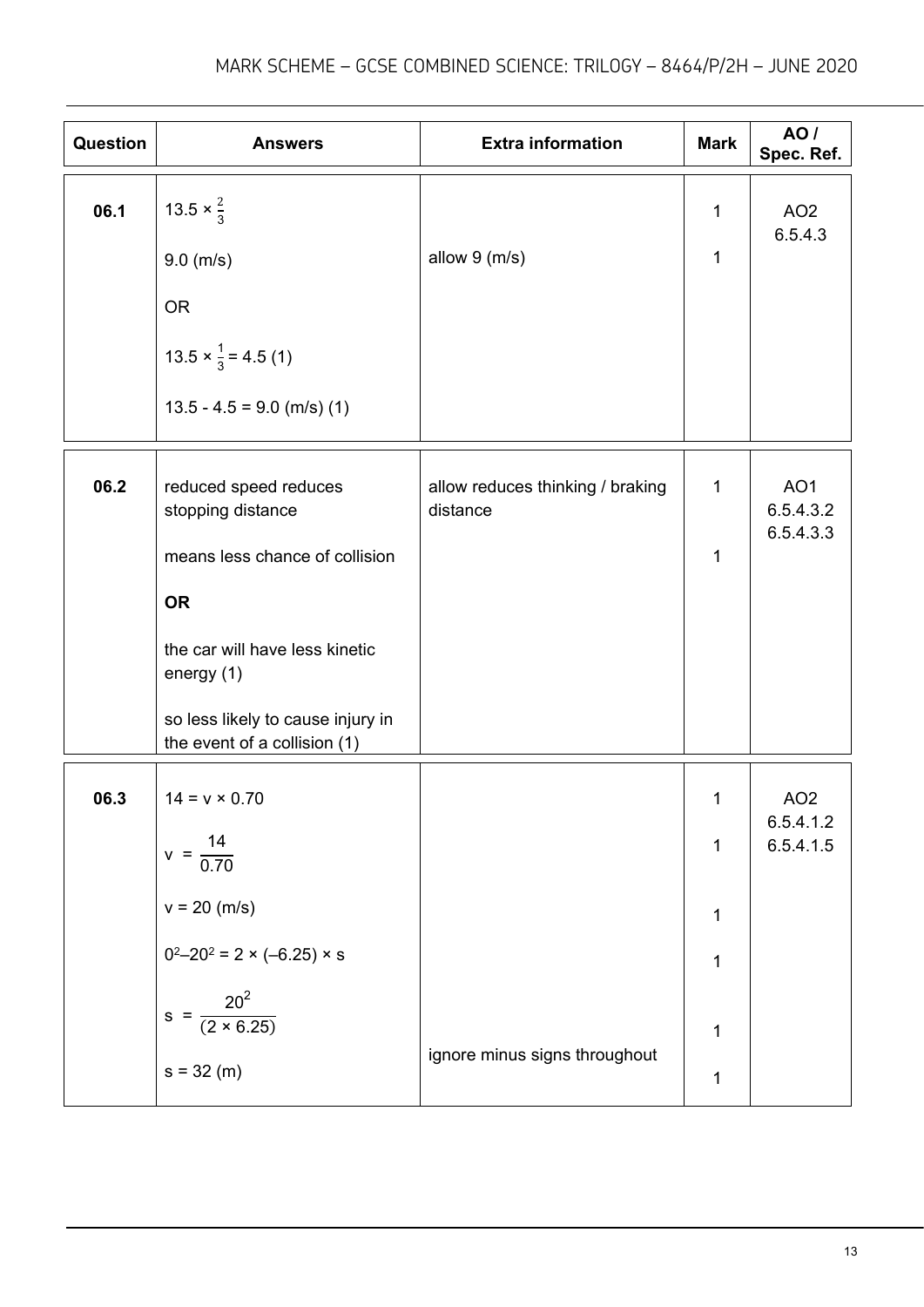| Question | Answers | Extra information | Mark | AO / Spec. Ref. |
|---|---|---|---|---|
| 06.1 | $13.5 \times \frac{2}{3}$ | | 1 | AO2 6.5.4.3 |
| | 9.0 (m/s) | allow 9 (m/s) | 1 | |
| | OR | | | |
| | $13.5 \times \frac{1}{3} = 4.5$ (1) | | | |
| | $13.5 - 4.5 = 9.0$ (m/s) (1) | | | |
| 06.2 | reduced speed reduces stopping distance | allow reduces thinking / braking distance | 1 | AO1 6.5.4.3.2 6.5.4.3.3 |
| | means less chance of collision | | 1 | |
| | **OR** | | | |
| | the car will have less kinetic energy (1) | | | |
| | so less likely to cause injury in the event of a collision (1) | | | |
| 06.3 | $14 = v \times 0.70$ | | 1 | AO2 6.5.4.1.2 6.5.4.1.5 |
| | $v = \frac{14}{0.70}$ | | 1 | |
| | $v = 20$ (m/s) | | 1 | |
| | $0^2 - 20^2 = 2 \times (-6.25) \times s$ | | 1 | |
| | $s = \frac{20^2}{(2 \times 6.25)}$ | | 1 | |
| | $s = 32$ (m) | ignore minus signs throughout | 1 | |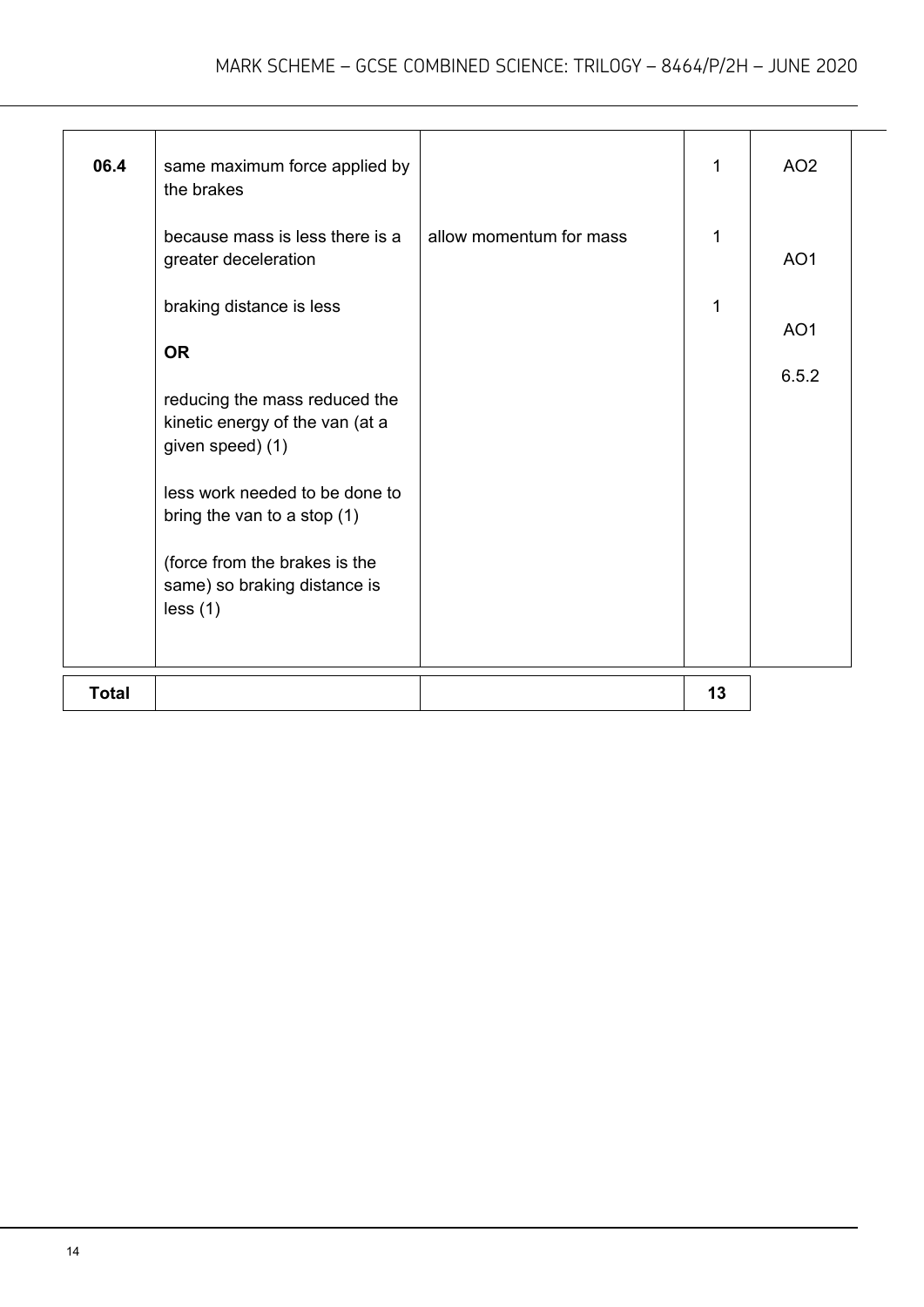| Question | Answers | Extra information | Mark | AO / Spec. Ref. |
|---|---|---|---|---|
| 06.4 | same maximum force applied by the brakes | | 1 | AO2 |
| | because mass is less there is a greater deceleration | allow momentum for mass | 1 | AO1 |
| | braking distance is less | | 1 | AO1 |
| | **OR** | | | 6.5.2 |
| | reducing the mass reduced the kinetic energy of the van (at a given speed) (1) | | | |
| | less work needed to be done to bring the van to a stop (1) | | | |
| | (force from the brakes is the same) so braking distance is less (1) | | | |
| **Total** | | | **13** | |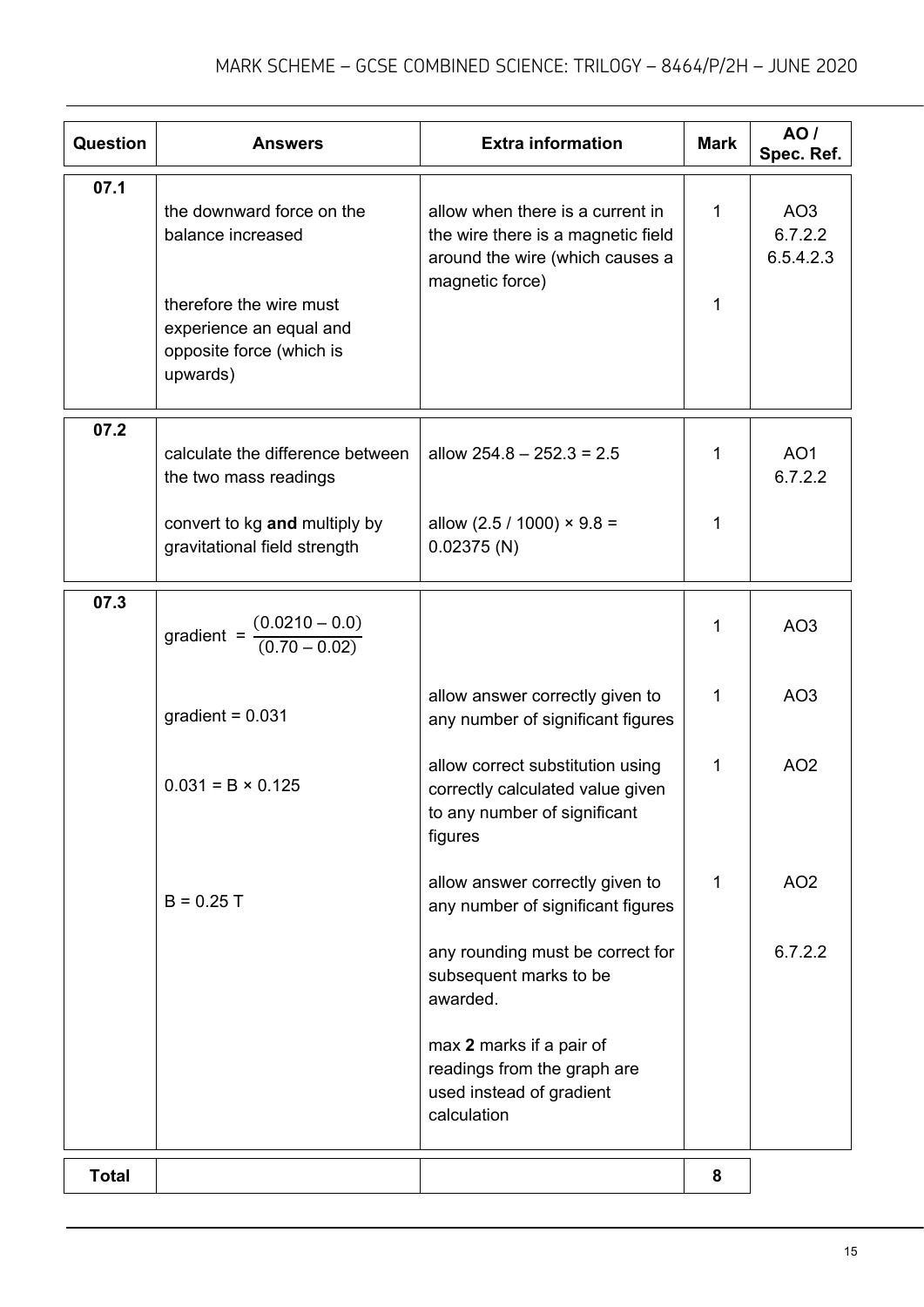| Question | Answers | Extra information | Mark | AO / Spec. Ref. |
|---|---|---|---|---|
| 07.1 | the downward force on the balance increased | allow when there is a current in the wire there is a magnetic field around the wire (which causes a magnetic force) | 1 | AO3 6.7.2.2 6.5.4.2.3 |
| | therefore the wire must experience an equal and opposite force (which is upwards) | | 1 | |
| 07.2 | calculate the difference between the two mass readings | allow 254.8 – 252.3 = 2.5 | 1 | AO1 6.7.2.2 |
| | convert to kg **and** multiply by gravitational field strength | allow (2.5 / 1000) × 9.8 = 0.02375 (N) | 1 | |
| 07.3 | gradient = $\frac{(0.0210 - 0.0)}{(0.70 - 0.02)}$ | | 1 | AO3 |
| | gradient = 0.031 | allow answer correctly given to any number of significant figures | 1 | AO3 |
| | 0.031 = B × 0.125 | allow correct substitution using correctly calculated value given to any number of significant figures | 1 | AO2 |
| | B = 0.25 T | allow answer correctly given to any number of significant figures | 1 | AO2 |
| | | any rounding must be correct for subsequent marks to be awarded. | | 6.7.2.2 |
| | | max **2** marks if a pair of readings from the graph are used instead of gradient calculation | | |
| **Total** | | | **8** | |